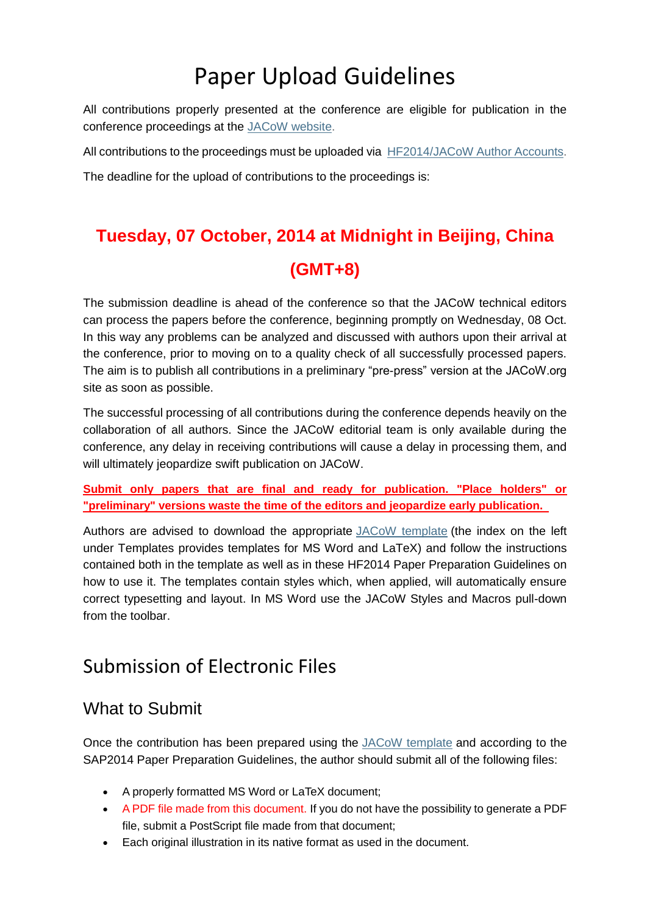# Paper Upload Guidelines

All contributions properly presented at the conference are eligible for publication in the conference proceedings at the JACoW website.

All contributions to the proceedings must be uploaded via HF2014/JACoW Author Accounts.

The deadline for the upload of contributions to the proceedings is:

## Tuesday, 07 October, 2014 at Midnight in Beijing, China (GMT+8)

The submission deadline is ahead of the conference so that the JACoW technical editors can process the papers before the conference, beginning promptly on Wednesday, 08 Oct. In this way any problems can be analyzed and discussed with authors upon their arrival at the conference, prior to moving on to a quality check of all successfully processed papers. The aim is to publish all contributions in a preliminary "pre-press" version at the JACoW.org site as soon as possible.

The successful processing of all contributions during the conference depends heavily on the collaboration of all authors. Since the JACoW editorial team is only available during the conference, any delay in receiving contributions will cause a delay in processing them, and will ultimately jeopardize swift publication on JACoW.

**Submit only papers that are final and ready for publication. "Place holders" or "preliminary" versions waste the time of the editors and jeopardize early publication.**

Authors are advised to download the appropriate JACoW template (the index on the left under Templates provides templates for MS Word and LaTeX) and follow the instructions contained both in the template as well as in these HF2014 Paper Preparation Guidelines on how to use it. The templates contain styles which, when applied, will automatically ensure correct typesetting and layout. In MS Word use the JACoW Styles and Macros pull-down from the toolbar.

# Submission of Electronic Files

## What to Submit

Once the contribution has been prepared using the JACoW template and according to the SAP2014 Paper Preparation Guidelines, the author should submit all of the following files:

- A properly formatted MS Word or LaTeX document;
- A PDF file made from this document. If you do not have the possibility to generate a PDF file, submit a PostScript file made from that document;
- Each original illustration in its native format as used in the document.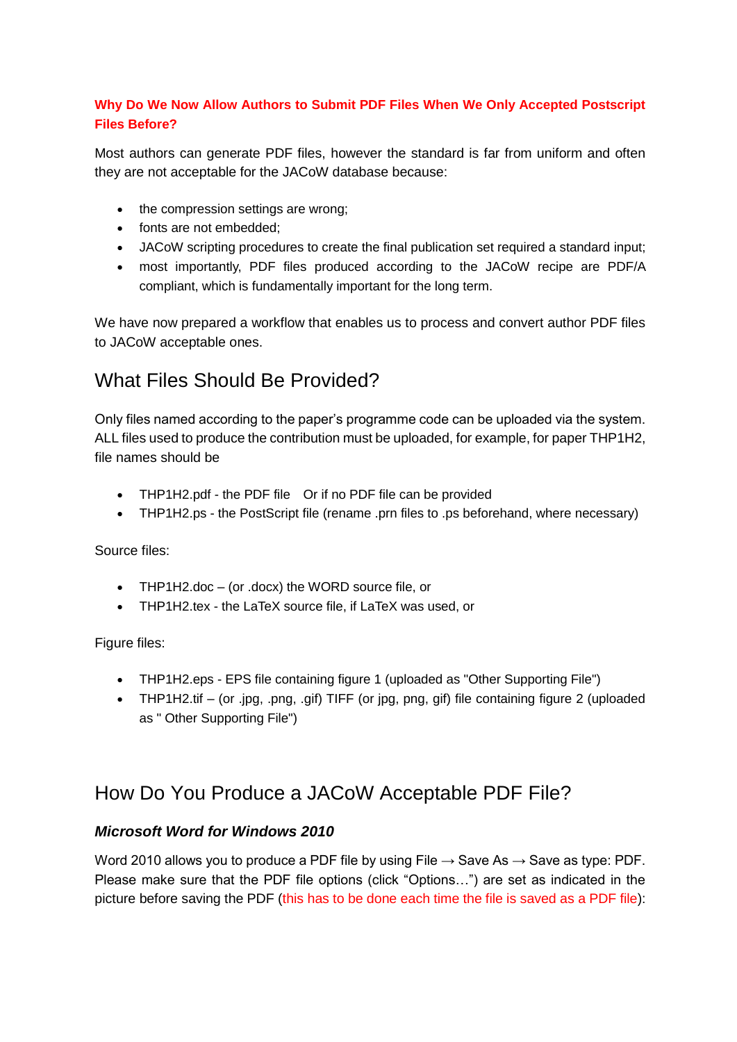**Why Do We Now Allow Authors to Submit PDF Files When We Only Accepted Postscript Files Before?**

Most authors can generate PDF files, however the standard is far from uniform and often they are not acceptable for the JACoW database because:

- the compression settings are wrong;
- fonts are not embedded;
- JACoW scripting procedures to create the final publication set required a standard input;
- most importantly, PDF files produced according to the JACoW recipe are PDF/A compliant, which is fundamentally important for the long term.

We have now prepared a workflow that enables us to process and convert author PDF files to JACoW acceptable ones.

## What Files Should Be Provided?

Only files named according to the paper's programme code can be uploaded via the system. ALL files used to produce the contribution must be uploaded, for example, for paper THP1H2, file names should be

- THP1H2.pdf - the PDF file   Or if no PDF file can be provided
- THP1H2.ps - the PostScript file (rename .prn files to .ps beforehand, where necessary)

Source files:

- THP1H2.doc – (or .docx) the WORD source file, or
- THP1H2.tex - the LaTeX source file, if LaTeX was used, or

Figure files:

- THP1H2.eps - EPS file containing figure 1 (uploaded as "Other Supporting File")
- THP1H2.tif – (or .jpg, .png, .gif) TIFF (or jpg, png, gif) file containing figure 2 (uploaded as " Other Supporting File")

## How Do You Produce a JACoW Acceptable PDF File?

### *Microsoft Word for Windows 2010*

Word 2010 allows you to produce a PDF file by using File → Save As → Save as type: PDF. Please make sure that the PDF file options (click "Options…") are set as indicated in the picture before saving the PDF (this has to be done each time the file is saved as a PDF file):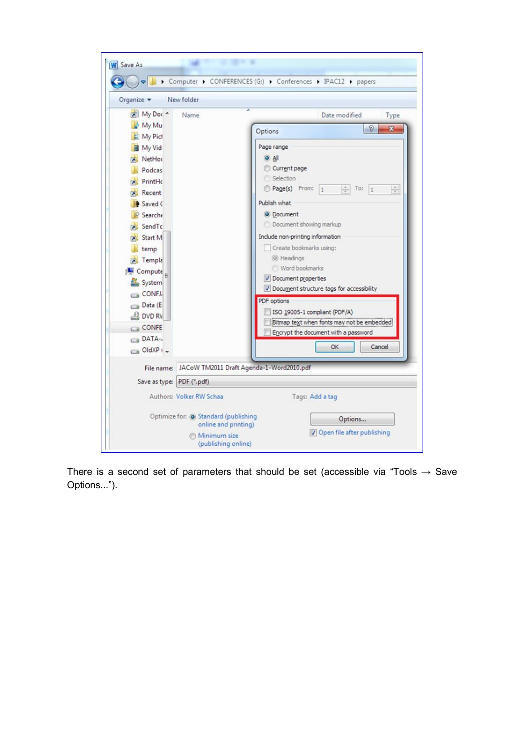There is a second set of parameters that should be set (accessible via “Tools → Save Options...”).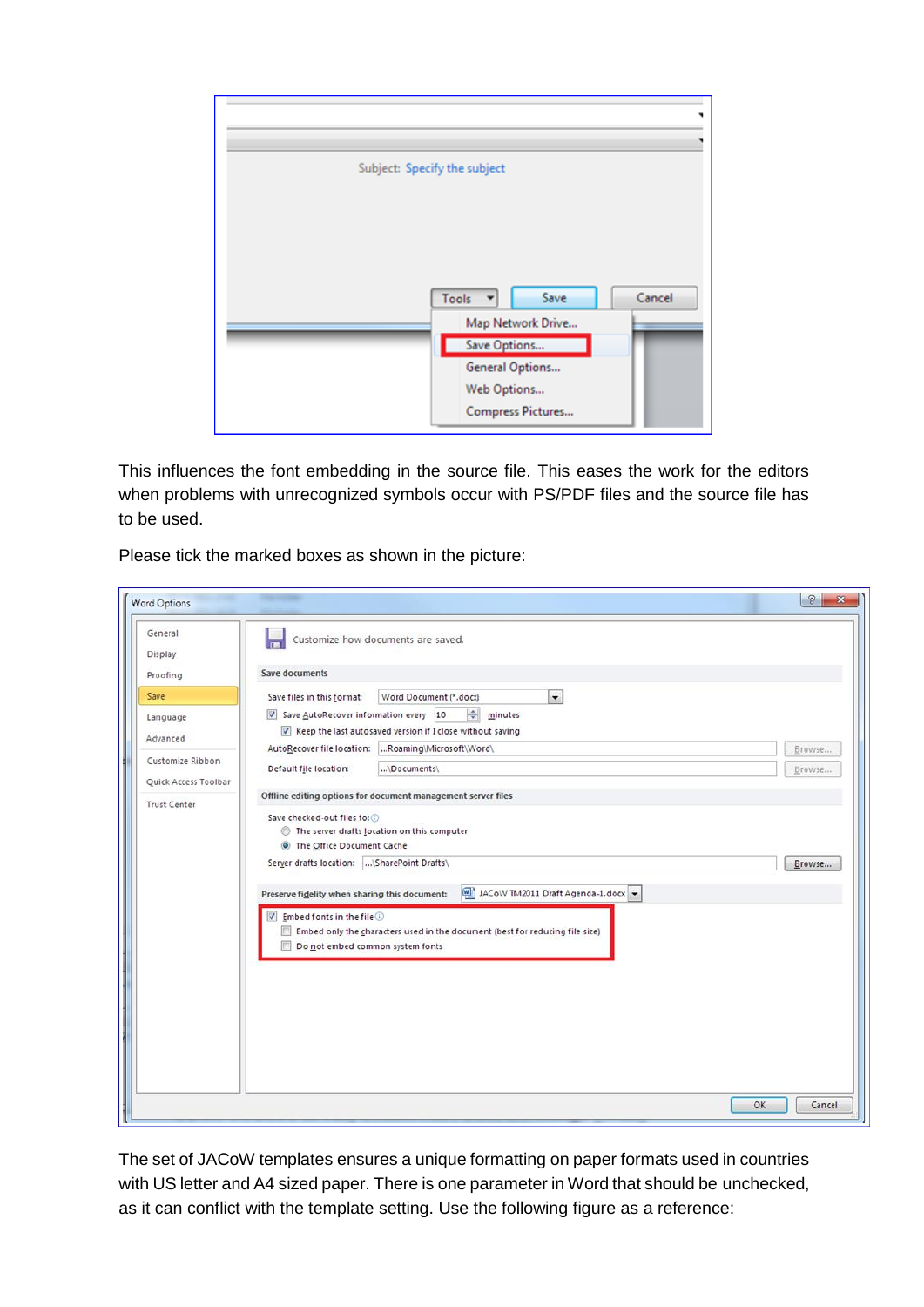This influences the font embedding in the source file. This eases the work for the editors when problems with unrecognized symbols occur with PS/PDF files and the source file has to be used.

Please tick the marked boxes as shown in the picture:

The set of JACoW templates ensures a unique formatting on paper formats used in countries with US letter and A4 sized paper. There is one parameter in Word that should be unchecked, as it can conflict with the template setting. Use the following figure as a reference: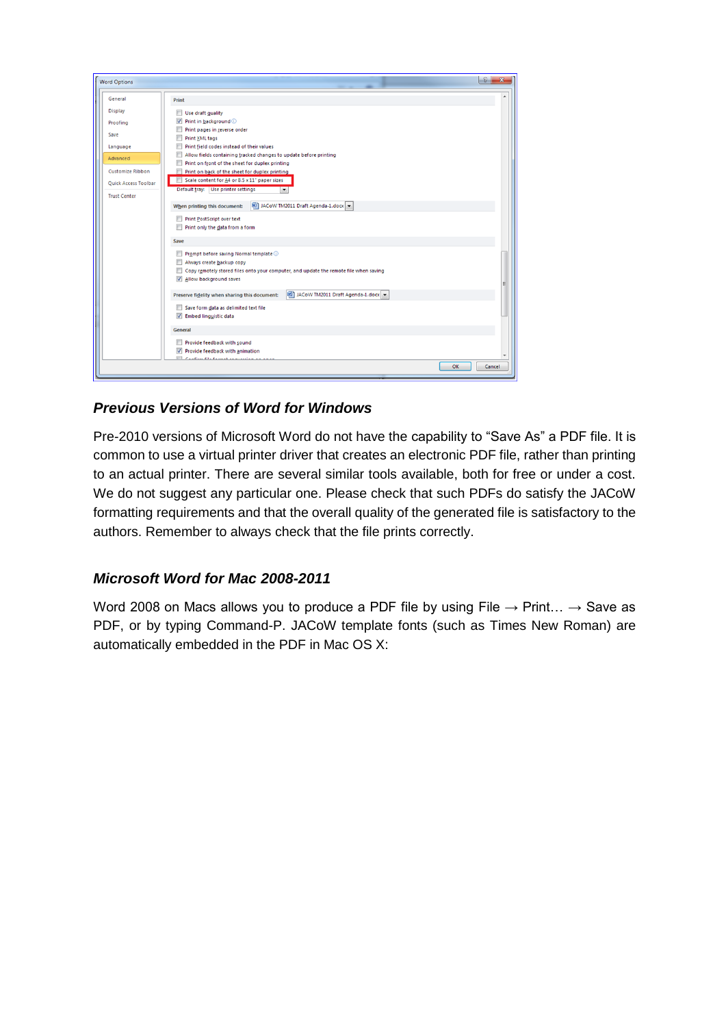### *Previous Versions of Word for Windows*

Pre-2010 versions of Microsoft Word do not have the capability to “Save As” a PDF file. It is common to use a virtual printer driver that creates an electronic PDF file, rather than printing to an actual printer. There are several similar tools available, both for free or under a cost. We do not suggest any particular one. Please check that such PDFs do satisfy the JACoW formatting requirements and that the overall quality of the generated file is satisfactory to the authors. Remember to always check that the file prints correctly.

### *Microsoft Word for Mac 2008-2011*

Word 2008 on Macs allows you to produce a PDF file by using File → Print… → Save as PDF, or by typing Command-P. JACoW template fonts (such as Times New Roman) are automatically embedded in the PDF in Mac OS X: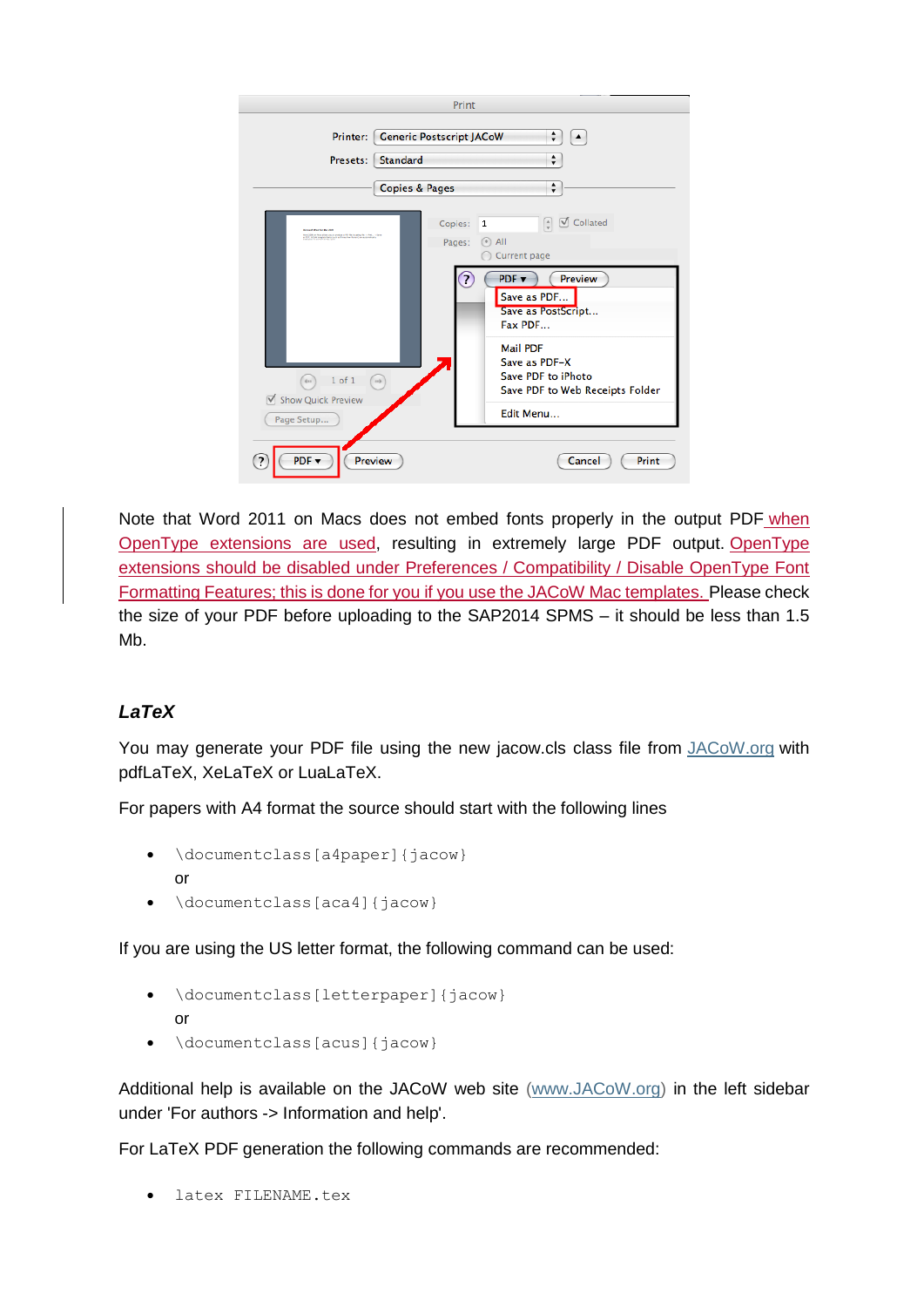Note that Word 2011 on Macs does not embed fonts properly in the output PDF when OpenType extensions are used, resulting in extremely large PDF output. OpenType extensions should be disabled under Preferences / Compatibility / Disable OpenType Font Formatting Features; this is done for you if you use the JACoW Mac templates. Please check the size of your PDF before uploading to the SAP2014 SPMS – it should be less than 1.5 Mb.

### *LaTeX*

You may generate your PDF file using the new jacow.cls class file from JACoW.org with pdfLaTeX, XeLaTeX or LuaLaTeX.

For papers with A4 format the source should start with the following lines

- `\documentclass[a4paper]{jacow}`
  or
- `\documentclass[aca4]{jacow}`

If you are using the US letter format, the following command can be used:

- `\documentclass[letterpaper]{jacow}`
  or
- `\documentclass[acus]{jacow}`

Additional help is available on the JACoW web site (www.JACoW.org) in the left sidebar under 'For authors -> Information and help'.

For LaTeX PDF generation the following commands are recommended:

- `latex FILENAME.tex`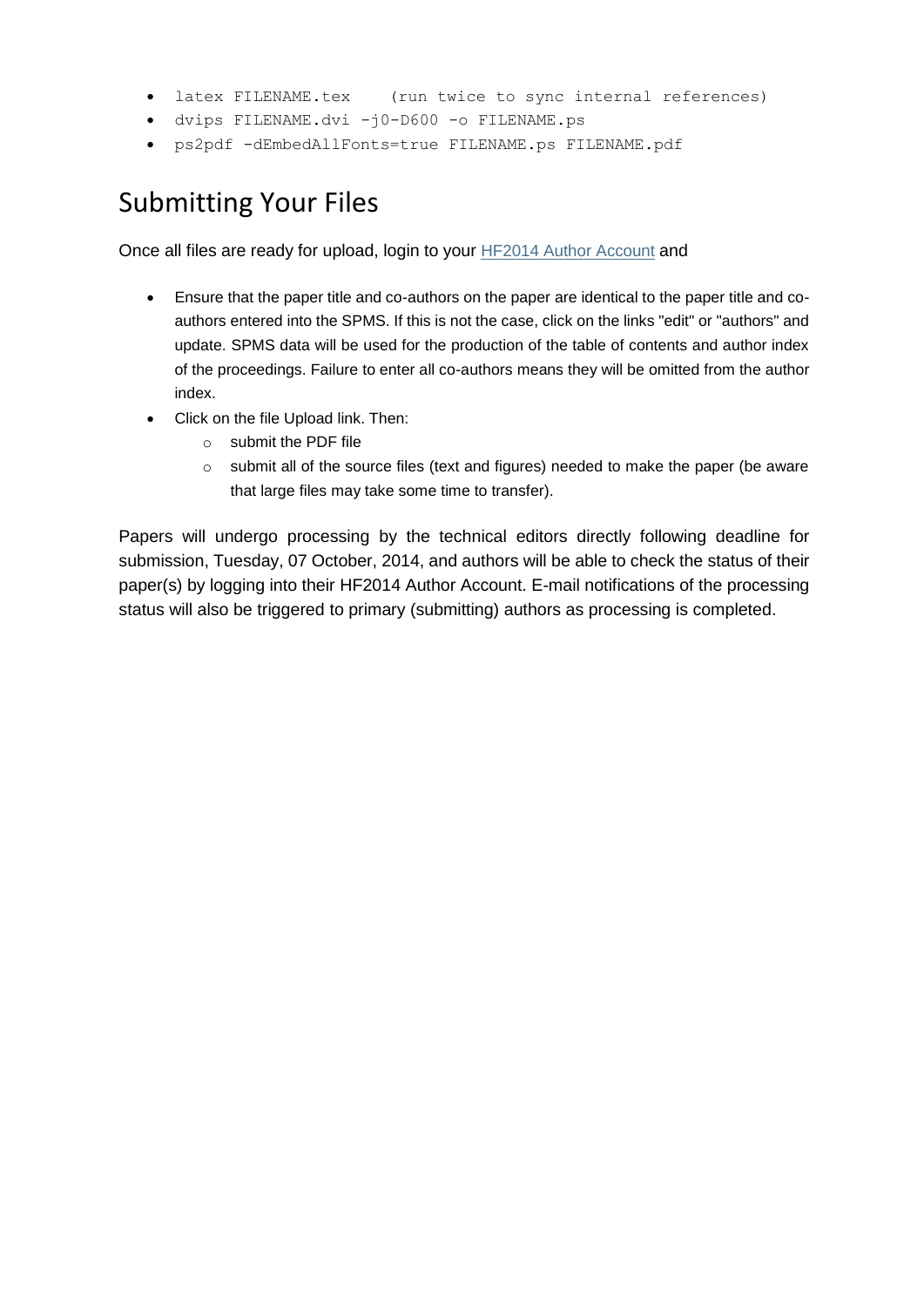- `latex FILENAME.tex    (run twice to sync internal references)`
- `dvips FILENAME.dvi -j0-D600 -o FILENAME.ps`
- `ps2pdf -dEmbedAllFonts=true FILENAME.ps FILENAME.pdf`

## Submitting Your Files

Once all files are ready for upload, login to your [HF2014 Author Account]() and

- Ensure that the paper title and co-authors on the paper are identical to the paper title and co-authors entered into the SPMS. If this is not the case, click on the links "edit" or "authors" and update. SPMS data will be used for the production of the table of contents and author index of the proceedings. Failure to enter all co-authors means they will be omitted from the author index.
- Click on the file Upload link. Then:
  - submit the PDF file
  - submit all of the source files (text and figures) needed to make the paper (be aware that large files may take some time to transfer).

Papers will undergo processing by the technical editors directly following deadline for submission, Tuesday, 07 October, 2014, and authors will be able to check the status of their paper(s) by logging into their HF2014 Author Account. E-mail notifications of the processing status will also be triggered to primary (submitting) authors as processing is completed.